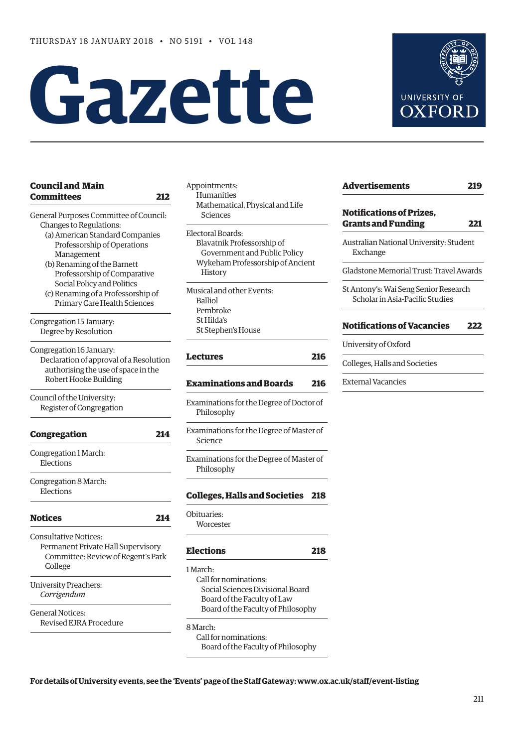THURSDAY 18 JANUARY 2018 • NO 5191 • VOL 148

# Gazette

UNIVERSITY OF OXFORD

**Council and Main Committees** 212

General Purposes Committee of Council:
- Changes to Regulations:
  - (a) American Standard Companies Professorship of Operations Management
  - (b) Renaming of the Barnett Professorship of Comparative Social Policy and Politics
  - (c) Renaming of a Professorship of Primary Care Health Sciences

Congregation 15 January:
- Degree by Resolution

Congregation 16 January:
- Declaration of approval of a Resolution authorising the use of space in the Robert Hooke Building

Council of the University:
- Register of Congregation

**Congregation** 214

Congregation 1 March:
- Elections

Congregation 8 March:
- Elections

**Notices** 214

Consultative Notices:
- Permanent Private Hall Supervisory Committee: Review of Regent's Park College

University Preachers:
- *Corrigendum*

General Notices:
- Revised EJRA Procedure

Appointments:
- Humanities
- Mathematical, Physical and Life Sciences

Electoral Boards:
- Blavatnik Professorship of Government and Public Policy
- Wykeham Professorship of Ancient History

Musical and other Events:
- Balliol
- Pembroke
- St Hilda's
- St Stephen's House

**Lectures** 216

**Examinations and Boards** 216

Examinations for the Degree of Doctor of Philosophy

Examinations for the Degree of Master of Science

Examinations for the Degree of Master of Philosophy

**Colleges, Halls and Societies** 218

Obituaries:
- Worcester

**Elections** 218

1 March:
- Call for nominations:
  - Social Sciences Divisional Board
  - Board of the Faculty of Law
  - Board of the Faculty of Philosophy

8 March:
- Call for nominations:
  - Board of the Faculty of Philosophy

**Advertisements** 219

**Notifications of Prizes, Grants and Funding** 221

Australian National University: Student Exchange

Gladstone Memorial Trust: Travel Awards

St Antony's: Wai Seng Senior Research Scholar in Asia-Pacific Studies

**Notifications of Vacancies** 222

University of Oxford

Colleges, Halls and Societies

External Vacancies

**For details of University events, see the 'Events' page of the Staff Gateway: www.ox.ac.uk/staff/event-listing**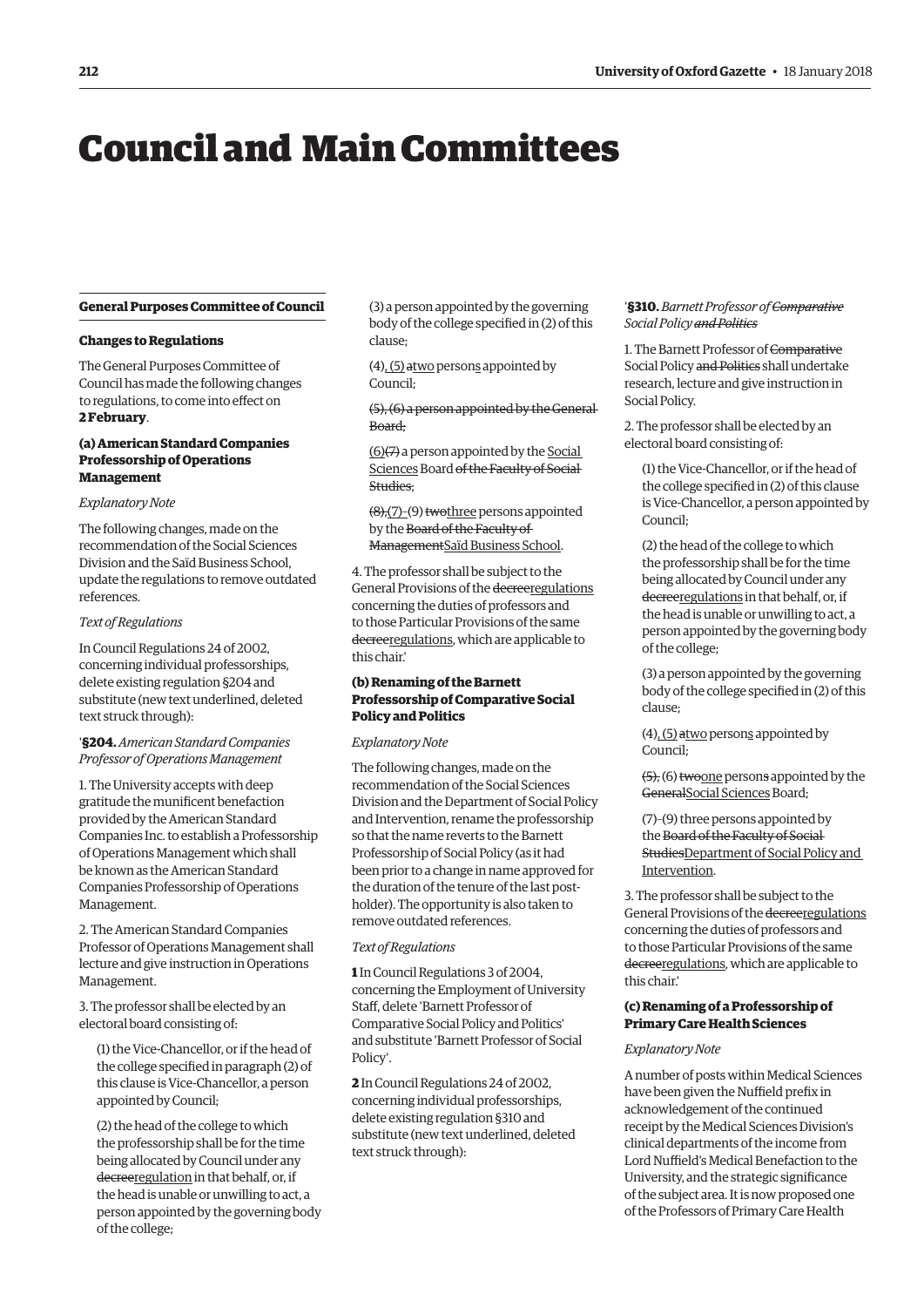# Council and Main Committees

## General Purposes Committee of Council

### Changes to Regulations

The General Purposes Committee of Council has made the following changes to regulations, to come into effect on **2 February**.

#### (a) American Standard Companies Professorship of Operations Management

*Explanatory Note*

The following changes, made on the recommendation of the Social Sciences Division and the Saïd Business School, update the regulations to remove outdated references.

*Text of Regulations*

In Council Regulations 24 of 2002, concerning individual professorships, delete existing regulation §204 and substitute (new text underlined, deleted text struck through):

'**§204.** *American Standard Companies Professor of Operations Management*

1. The University accepts with deep gratitude the munificent benefaction provided by the American Standard Companies Inc. to establish a Professorship of Operations Management which shall be known as the American Standard Companies Professorship of Operations Management.

2. The American Standard Companies Professor of Operations Management shall lecture and give instruction in Operations Management.

3. The professor shall be elected by an electoral board consisting of:

(1) the Vice-Chancellor, or if the head of the college specified in paragraph (2) of this clause is Vice-Chancellor, a person appointed by Council;

(2) the head of the college to which the professorship shall be for the time being allocated by Council under any ~~decree~~<u>regulation</u> in that behalf, or, if the head is unable or unwilling to act, a person appointed by the governing body of the college;

(3) a person appointed by the governing body of the college specified in (2) of this clause;

(4)<u>, (5)</u> ~~a~~<u>two</u> person<u>s</u> appointed by Council;

~~(5), (6) a person appointed by the General Board;~~

<u>(6)</u>~~(7)~~ a person appointed by the <u>Social Sciences</u> Board ~~of the Faculty of Social Studies~~;

~~(8),~~<u>(7)–</u>(9) ~~two~~<u>three</u> persons appointed by the ~~Board of the Faculty of Management~~<u>Saïd Business School</u>.

4. The professor shall be subject to the General Provisions of the ~~decree~~<u>regulations</u> concerning the duties of professors and to those Particular Provisions of the same ~~decree~~<u>regulations</u>, which are applicable to this chair.'

#### (b) Renaming of the Barnett Professorship of Comparative Social Policy and Politics

*Explanatory Note*

The following changes, made on the recommendation of the Social Sciences Division and the Department of Social Policy and Intervention, rename the professorship so that the name reverts to the Barnett Professorship of Social Policy (as it had been prior to a change in name approved for the duration of the tenure of the last post-holder). The opportunity is also taken to remove outdated references.

*Text of Regulations*

**1** In Council Regulations 3 of 2004, concerning the Employment of University Staff, delete 'Barnett Professor of Comparative Social Policy and Politics' and substitute 'Barnett Professor of Social Policy'.

**2** In Council Regulations 24 of 2002, concerning individual professorships, delete existing regulation §310 and substitute (new text underlined, deleted text struck through):

'**§310.** *Barnett Professor of ~~Comparative~~ Social Policy ~~and Politics~~*

1. The Barnett Professor of ~~Comparative~~ Social Policy ~~and Politics~~ shall undertake research, lecture and give instruction in Social Policy.

2. The professor shall be elected by an electoral board consisting of:

(1) the Vice-Chancellor, or if the head of the college specified in (2) of this clause is Vice-Chancellor, a person appointed by Council;

(2) the head of the college to which the professorship shall be for the time being allocated by Council under any ~~decree~~<u>regulations</u> in that behalf, or, if the head is unable or unwilling to act, a person appointed by the governing body of the college;

(3) a person appointed by the governing body of the college specified in (2) of this clause;

(4)<u>, (5)</u> ~~a~~<u>two</u> person<u>s</u> appointed by Council;

~~(5),~~ (6) ~~two~~<u>one</u> person~~s~~ appointed by the ~~General~~<u>Social Sciences</u> Board;

(7)–(9) three persons appointed by the ~~Board of the Faculty of Social Studies~~<u>Department of Social Policy and Intervention</u>.

3. The professor shall be subject to the General Provisions of the ~~decree~~<u>regulations</u> concerning the duties of professors and to those Particular Provisions of the same ~~decree~~<u>regulations</u>, which are applicable to this chair.'

#### (c) Renaming of a Professorship of Primary Care Health Sciences

*Explanatory Note*

A number of posts within Medical Sciences have been given the Nuffield prefix in acknowledgement of the continued receipt by the Medical Sciences Division's clinical departments of the income from Lord Nuffield's Medical Benefaction to the University, and the strategic significance of the subject area. It is now proposed one of the Professors of Primary Care Health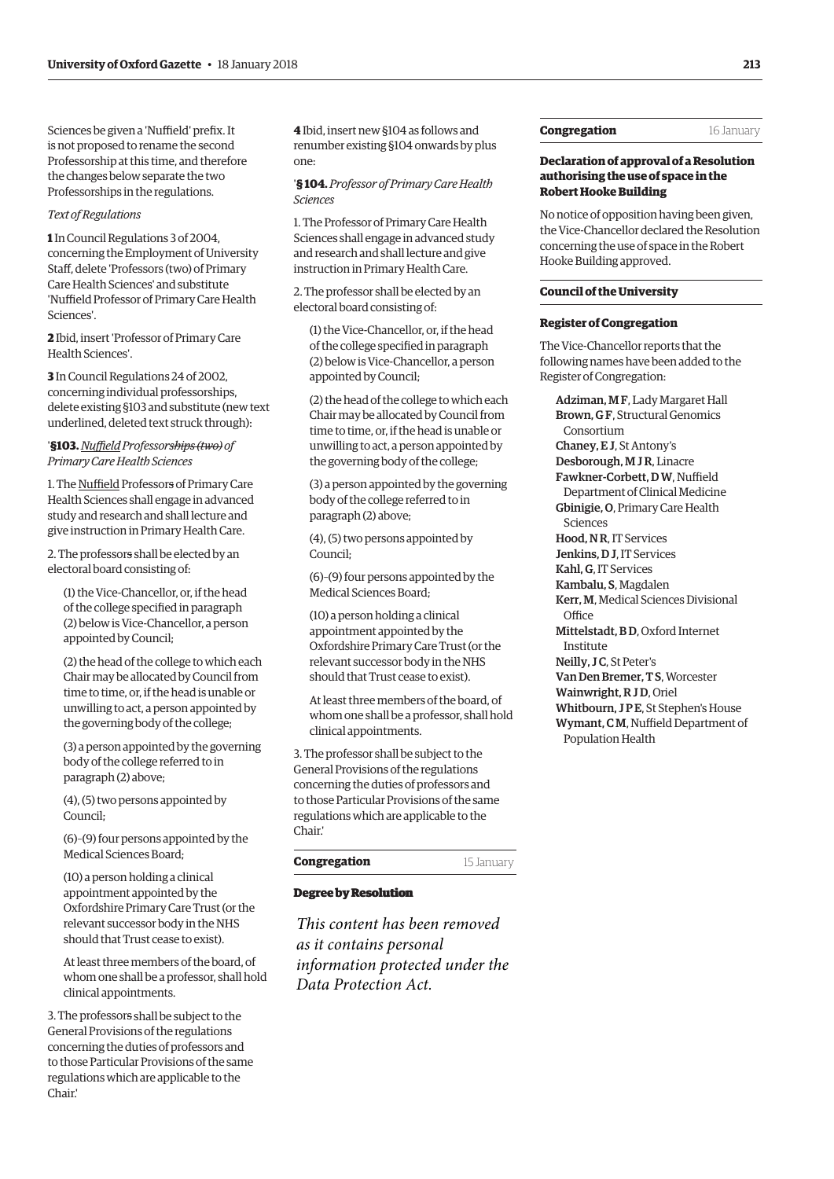Sciences be given a 'Nuffield' prefix. It is not proposed to rename the second Professorship at this time, and therefore the changes below separate the two Professorships in the regulations.

*Text of Regulations*

**1** In Council Regulations 3 of 2004, concerning the Employment of University Staff, delete 'Professors (two) of Primary Care Health Sciences' and substitute 'Nuffield Professor of Primary Care Health Sciences'.

**2** Ibid, insert 'Professor of Primary Care Health Sciences'.

**3** In Council Regulations 24 of 2002, concerning individual professorships, delete existing §103 and substitute (new text underlined, deleted text struck through):

'**§103.** *<u>Nuffield</u> Professor~~ships (two)~~ of Primary Care Health Sciences*

1. The <u>Nuffield</u> Professor~~s~~ of Primary Care Health Sciences shall engage in advanced study and research and shall lecture and give instruction in Primary Health Care.

2. The professor~~s~~ shall be elected by an electoral board consisting of:

(1) the Vice-Chancellor, or, if the head of the college specified in paragraph (2) below is Vice-Chancellor, a person appointed by Council;

(2) the head of the college to which each Chair may be allocated by Council from time to time, or, if the head is unable or unwilling to act, a person appointed by the governing body of the college;

(3) a person appointed by the governing body of the college referred to in paragraph (2) above;

(4), (5) two persons appointed by Council;

(6)–(9) four persons appointed by the Medical Sciences Board;

(10) a person holding a clinical appointment appointed by the Oxfordshire Primary Care Trust (or the relevant successor body in the NHS should that Trust cease to exist).

At least three members of the board, of whom one shall be a professor, shall hold clinical appointments.

3. The professor~~s~~ shall be subject to the General Provisions of the regulations concerning the duties of professors and to those Particular Provisions of the same regulations which are applicable to the Chair.'

**4** Ibid, insert new §104 as follows and renumber existing §104 onwards by plus one:

'**§ 104.** *Professor of Primary Care Health Sciences*

1. The Professor of Primary Care Health Sciences shall engage in advanced study and research and shall lecture and give instruction in Primary Health Care.

2. The professor shall be elected by an electoral board consisting of:

(1) the Vice-Chancellor, or, if the head of the college specified in paragraph (2) below is Vice-Chancellor, a person appointed by Council;

(2) the head of the college to which each Chair may be allocated by Council from time to time, or, if the head is unable or unwilling to act, a person appointed by the governing body of the college;

(3) a person appointed by the governing body of the college referred to in paragraph (2) above;

(4), (5) two persons appointed by Council;

(6)–(9) four persons appointed by the Medical Sciences Board;

(10) a person holding a clinical appointment appointed by the Oxfordshire Primary Care Trust (or the relevant successor body in the NHS should that Trust cease to exist).

At least three members of the board, of whom one shall be a professor, shall hold clinical appointments.

3. The professor shall be subject to the General Provisions of the regulations concerning the duties of professors and to those Particular Provisions of the same regulations which are applicable to the Chair.'

## Congregation — 15 January

### Degree by Resolution

*This content has been removed as it contains personal information protected under the Data Protection Act.*

## Congregation — 16 January

### Declaration of approval of a Resolution authorising the use of space in the Robert Hooke Building

No notice of opposition having been given, the Vice-Chancellor declared the Resolution concerning the use of space in the Robert Hooke Building approved.

## Council of the University

### Register of Congregation

The Vice-Chancellor reports that the following names have been added to the Register of Congregation:

**Adziman, M F**, Lady Margaret Hall
**Brown, G F**, Structural Genomics Consortium
**Chaney, E J**, St Antony's
**Desborough, M J R**, Linacre
**Fawkner-Corbett, D W**, Nuffield Department of Clinical Medicine
**Gbinigie, O**, Primary Care Health Sciences
**Hood, N R**, IT Services
**Jenkins, D J**, IT Services
**Kahl, G**, IT Services
**Kambalu, S**, Magdalen
**Kerr, M**, Medical Sciences Divisional Office
**Mittelstadt, B D**, Oxford Internet Institute
**Neilly, J C**, St Peter's
**Van Den Bremer, T S**, Worcester
**Wainwright, R J D**, Oriel
**Whitbourn, J P E**, St Stephen's House
**Wymant, C M**, Nuffield Department of Population Health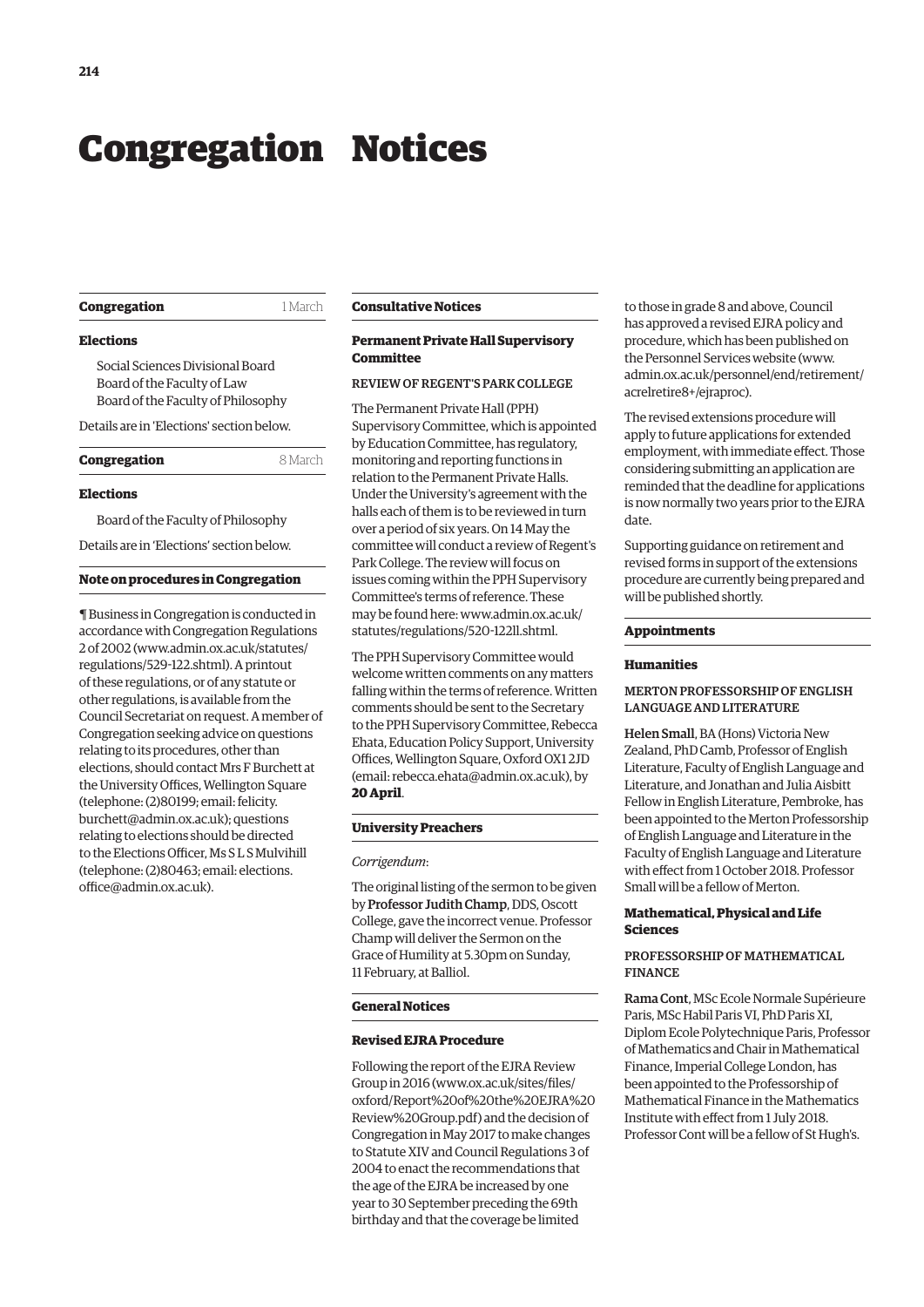# Congregation Notices

## Congregation — 1 March

### Elections

Social Sciences Divisional Board
Board of the Faculty of Law
Board of the Faculty of Philosophy

Details are in 'Elections' section below.

## Congregation — 8 March

### Elections

Board of the Faculty of Philosophy

Details are in 'Elections' section below.

## Note on procedures in Congregation

¶ Business in Congregation is conducted in accordance with Congregation Regulations 2 of 2002 (www.admin.ox.ac.uk/statutes/regulations/529-122.shtml). A printout of these regulations, or of any statute or other regulations, is available from the Council Secretariat on request. A member of Congregation seeking advice on questions relating to its procedures, other than elections, should contact Mrs F Burchett at the University Offices, Wellington Square (telephone: (2)80199; email: felicity.burchett@admin.ox.ac.uk); questions relating to elections should be directed to the Elections Officer, Ms S L S Mulvihill (telephone: (2)80463; email: elections.office@admin.ox.ac.uk).

## Consultative Notices

### Permanent Private Hall Supervisory Committee

REVIEW OF REGENT'S PARK COLLEGE

The Permanent Private Hall (PPH) Supervisory Committee, which is appointed by Education Committee, has regulatory, monitoring and reporting functions in relation to the Permanent Private Halls. Under the University's agreement with the halls each of them is to be reviewed in turn over a period of six years. On 14 May the committee will conduct a review of Regent's Park College. The review will focus on issues coming within the PPH Supervisory Committee's terms of reference. These may be found here: www.admin.ox.ac.uk/statutes/regulations/520-122ll.shtml.

The PPH Supervisory Committee would welcome written comments on any matters falling within the terms of reference. Written comments should be sent to the Secretary to the PPH Supervisory Committee, Rebecca Ehata, Education Policy Support, University Offices, Wellington Square, Oxford OX1 2JD (email: rebecca.ehata@admin.ox.ac.uk), by **20 April**.

## University Preachers

*Corrigendum*:

The original listing of the sermon to be given by **Professor Judith Champ**, DDS, Oscott College, gave the incorrect venue. Professor Champ will deliver the Sermon on the Grace of Humility at 5.30pm on Sunday, 11 February, at Balliol.

## General Notices

### Revised EJRA Procedure

Following the report of the EJRA Review Group in 2016 (www.ox.ac.uk/sites/files/oxford/Report%20of%20the%20EJRA%20Review%20Group.pdf) and the decision of Congregation in May 2017 to make changes to Statute XIV and Council Regulations 3 of 2004 to enact the recommendations that the age of the EJRA be increased by one year to 30 September preceding the 69th birthday and that the coverage be limited to those in grade 8 and above, Council has approved a revised EJRA policy and procedure, which has been published on the Personnel Services website (www.admin.ox.ac.uk/personnel/end/retirement/acrelretire8+/ejraproc).

The revised extensions procedure will apply to future applications for extended employment, with immediate effect. Those considering submitting an application are reminded that the deadline for applications is now normally two years prior to the EJRA date.

Supporting guidance on retirement and revised forms in support of the extensions procedure are currently being prepared and will be published shortly.

## Appointments

### Humanities

MERTON PROFESSORSHIP OF ENGLISH LANGUAGE AND LITERATURE

**Helen Small**, BA (Hons) Victoria New Zealand, PhD Camb, Professor of English Literature, Faculty of English Language and Literature, and Jonathan and Julia Aisbitt Fellow in English Literature, Pembroke, has been appointed to the Merton Professorship of English Language and Literature in the Faculty of English Language and Literature with effect from 1 October 2018. Professor Small will be a fellow of Merton.

### Mathematical, Physical and Life Sciences

PROFESSORSHIP OF MATHEMATICAL FINANCE

**Rama Cont**, MSc Ecole Normale Supérieure Paris, MSc Habil Paris VI, PhD Paris XI, Diplom Ecole Polytechnique Paris, Professor of Mathematics and Chair in Mathematical Finance, Imperial College London, has been appointed to the Professorship of Mathematical Finance in the Mathematics Institute with effect from 1 July 2018. Professor Cont will be a fellow of St Hugh's.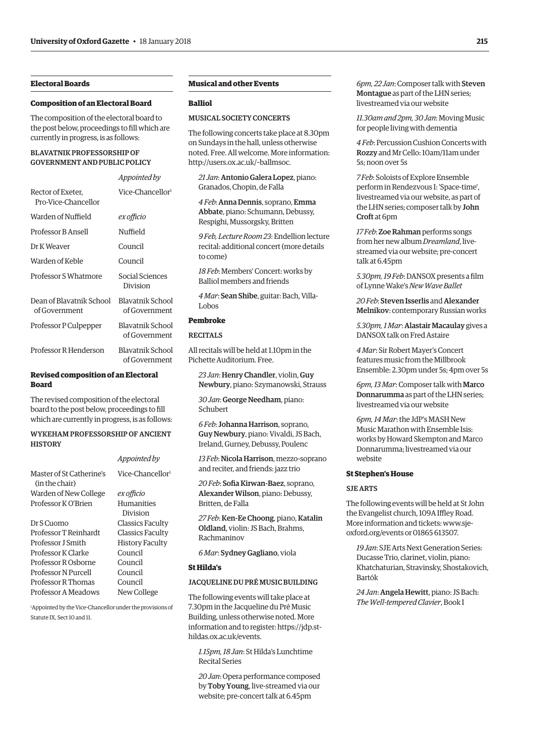## Electoral Boards

### Composition of an Electoral Board

The composition of the electoral board to the post below, proceedings to fill which are currently in progress, is as follows:

#### BLAVATNIK PROFESSORSHIP OF GOVERNMENT AND PUBLIC POLICY

| | *Appointed by* |
|---|---|
| Rector of Exeter, Pro-Vice-Chancellor | Vice-Chancellor[1] |
| Warden of Nuffield | *ex officio* |
| Professor B Ansell | Nuffield |
| Dr K Weaver | Council |
| Warden of Keble | Council |
| Professor S Whatmore | Social Sciences Division |
| Dean of Blavatnik School of Government | Blavatnik School of Government |
| Professor P Culpepper | Blavatnik School of Government |
| Professor R Henderson | Blavatnik School of Government |

### Revised composition of an Electoral Board

The revised composition of the electoral board to the post below, proceedings to fill which are currently in progress, is as follows:

#### WYKEHAM PROFESSORSHIP OF ANCIENT HISTORY

| | *Appointed by* |
|---|---|
| Master of St Catherine's (in the chair) | Vice-Chancellor[1] |
| Warden of New College | *ex officio* |
| Professor K O'Brien | Humanities Division |
| Dr S Cuomo | Classics Faculty |
| Professor T Reinhardt | Classics Faculty |
| Professor J Smith | History Faculty |
| Professor K Clarke | Council |
| Professor R Osborne | Council |
| Professor N Purcell | Council |
| Professor R Thomas | Council |
| Professor A Meadows | New College |

[1]Appointed by the Vice-Chancellor under the provisions of Statute IX, Sect 10 and 11.

## Musical and other Events

### Balliol

#### MUSICAL SOCIETY CONCERTS

The following concerts take place at 8.30pm on Sundays in the hall, unless otherwise noted. Free. All welcome. More information: http://users.ox.ac.uk/~ballmsoc.

*21 Jan*: **Antonio Galera Lopez**, piano: Granados, Chopin, de Falla

*4 Feb*: **Anna Dennis**, soprano, **Emma Abbate**, piano: Schumann, Debussy, Respighi, Mussorgsky, Britten

*9 Feb, Lecture Room 23*: Endellion lecture recital: additional concert (more details to come)

*18 Feb*: Members' Concert: works by Balliol members and friends

*4 Mar*: **Sean Shibe**, guitar: Bach, Villa-Lobos

### Pembroke

#### RECITALS

All recitals will be held at 1.10pm in the Pichette Auditorium. Free.

*23 Jan*: **Henry Chandler**, violin, **Guy Newbury**, piano: Szymanowski, Strauss

*30 Jan*: **George Needham**, piano: Schubert

*6 Feb*: **Johanna Harrison**, soprano, **Guy Newbury**, piano: Vivaldi, JS Bach, Ireland, Gurney, Debussy, Poulenc

*13 Feb*: **Nicola Harrison**, mezzo-soprano and reciter, and friends: jazz trio

*20 Feb*: **Sofia Kirwan-Baez**, soprano, **Alexander Wilson**, piano: Debussy, Britten, de Falla

*27 Feb*: **Ken-Ee Choong**, piano, **Katalin Oldland**, violin: JS Bach, Brahms, Rachmaninov

*6 Mar*: **Sydney Gagliano**, viola

### St Hilda's

#### JACQUELINE DU PRÉ MUSIC BUILDING

The following events will take place at 7.30pm in the Jacqueline du Pré Music Building, unless otherwise noted. More information and to register: https://jdp.st-hildas.ox.ac.uk/events.

*1.15pm, 18 Jan*: St Hilda's Lunchtime Recital Series

*20 Jan*: Opera performance composed by **Toby Young**, live-streamed via our website; pre-concert talk at 6.45pm

*6pm, 22 Jan*: Composer talk with **Steven Montague** as part of the LHN series; livestreamed via our website

*11.30am and 2pm, 30 Jan*: Moving Music for people living with dementia

*4 Feb*: Percussion Cushion Concerts with **Rozzy** and Mr Cello: 10am/11am under 5s; noon over 5s

*7 Feb*: Soloists of Explore Ensemble perform in Rendezvous I: 'Space-time', livestreamed via our website, as part of the LHN series; composer talk by **John Croft** at 6pm

*17 Feb*: **Zoe Rahman** performs songs from her new album *Dreamland*, live-streamed via our website; pre-concert talk at 6.45pm

*5.30pm, 19 Feb*: DANSOX presents a film of Lynne Wake's *New Wave Ballet*

*20 Feb*: **Steven Isserlis** and **Alexander Melnikov**: contemporary Russian works

*5.30pm, 1 Mar*: **Alastair Macaulay** gives a DANSOX talk on Fred Astaire

*4 Mar*: Sir Robert Mayer's Concert features music from the Millbrook Ensemble: 2.30pm under 5s; 4pm over 5s

*6pm, 13 Mar*: Composer talk with **Marco Donnarumma** as part of the LHN series; livestreamed via our website

*6pm, 14 Mar*: the JdP's MASH New Music Marathon with Ensemble Isis: works by Howard Skempton and Marco Donnarumma; livestreamed via our website

### St Stephen's House

#### SJE ARTS

The following events will be held at St John the Evangelist church, 109A Iffley Road. More information and tickets: www.sje-oxford.org/events or 01865 613507.

*19 Jan*: SJE Arts Next Generation Series: Ducasse Trio, clarinet, violin, piano: Khatchaturian, Stravinsky, Shostakovich, Bartók

*24 Jan*: **Angela Hewitt**, piano: JS Bach: *The Well-tempered Clavier*, Book I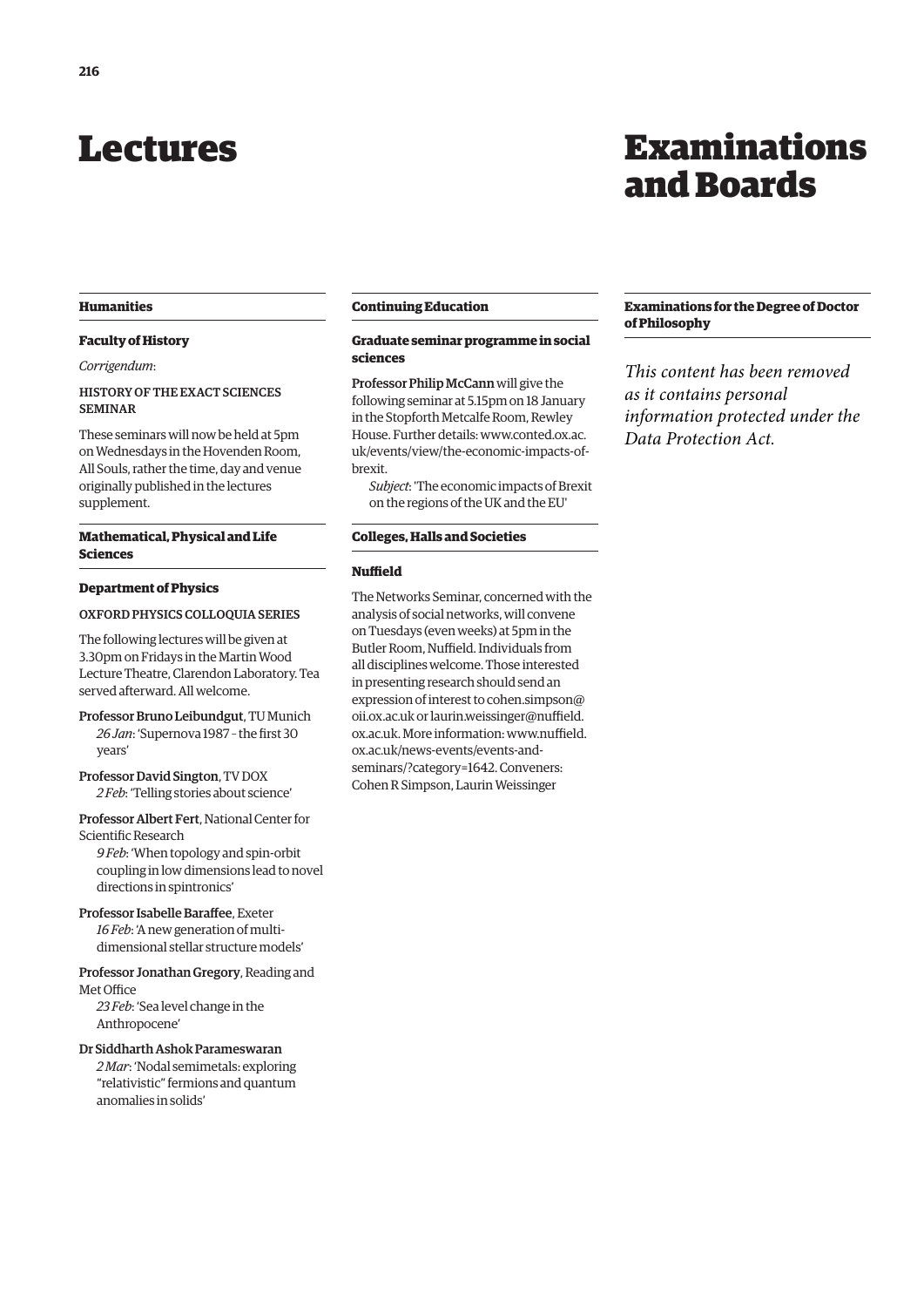# Lectures

## Humanities

### Faculty of History

*Corrigendum*:

HISTORY OF THE EXACT SCIENCES SEMINAR

These seminars will now be held at 5pm on Wednesdays in the Hovenden Room, All Souls, rather the time, day and venue originally published in the lectures supplement.

## Mathematical, Physical and Life Sciences

### Department of Physics

OXFORD PHYSICS COLLOQUIA SERIES

The following lectures will be given at 3.30pm on Fridays in the Martin Wood Lecture Theatre, Clarendon Laboratory. Tea served afterward. All welcome.

**Professor Bruno Leibundgut**, TU Munich
*26 Jan*: 'Supernova 1987 – the first 30 years'

**Professor David Sington**, TV DOX
*2 Feb*: 'Telling stories about science'

**Professor Albert Fert**, National Center for Scientific Research
*9 Feb*: 'When topology and spin-orbit coupling in low dimensions lead to novel directions in spintronics'

**Professor Isabelle Baraffee**, Exeter
*16 Feb*: 'A new generation of multi-dimensional stellar structure models'

**Professor Jonathan Gregory**, Reading and Met Office
*23 Feb*: 'Sea level change in the Anthropocene'

**Dr Siddharth Ashok Parameswaran**
*2 Mar*: 'Nodal semimetals: exploring "relativistic" fermions and quantum anomalies in solids'

## Continuing Education

### Graduate seminar programme in social sciences

**Professor Philip McCann** will give the following seminar at 5.15pm on 18 January in the Stopforth Metcalfe Room, Rewley House. Further details: www.conted.ox.ac.uk/events/view/the-economic-impacts-of-brexit.

*Subject*: 'The economic impacts of Brexit on the regions of the UK and the EU'

## Colleges, Halls and Societies

### Nuffield

The Networks Seminar, concerned with the analysis of social networks, will convene on Tuesdays (even weeks) at 5pm in the Butler Room, Nuffield. Individuals from all disciplines welcome. Those interested in presenting research should send an expression of interest to cohen.simpson@oii.ox.ac.uk or laurin.weissinger@nuffield.ox.ac.uk. More information: www.nuffield.ox.ac.uk/news-events/events-and-seminars/?category=1642. Conveners: Cohen R Simpson, Laurin Weissinger

# Examinations and Boards

## Examinations for the Degree of Doctor of Philosophy

*This content has been removed as it contains personal information protected under the Data Protection Act.*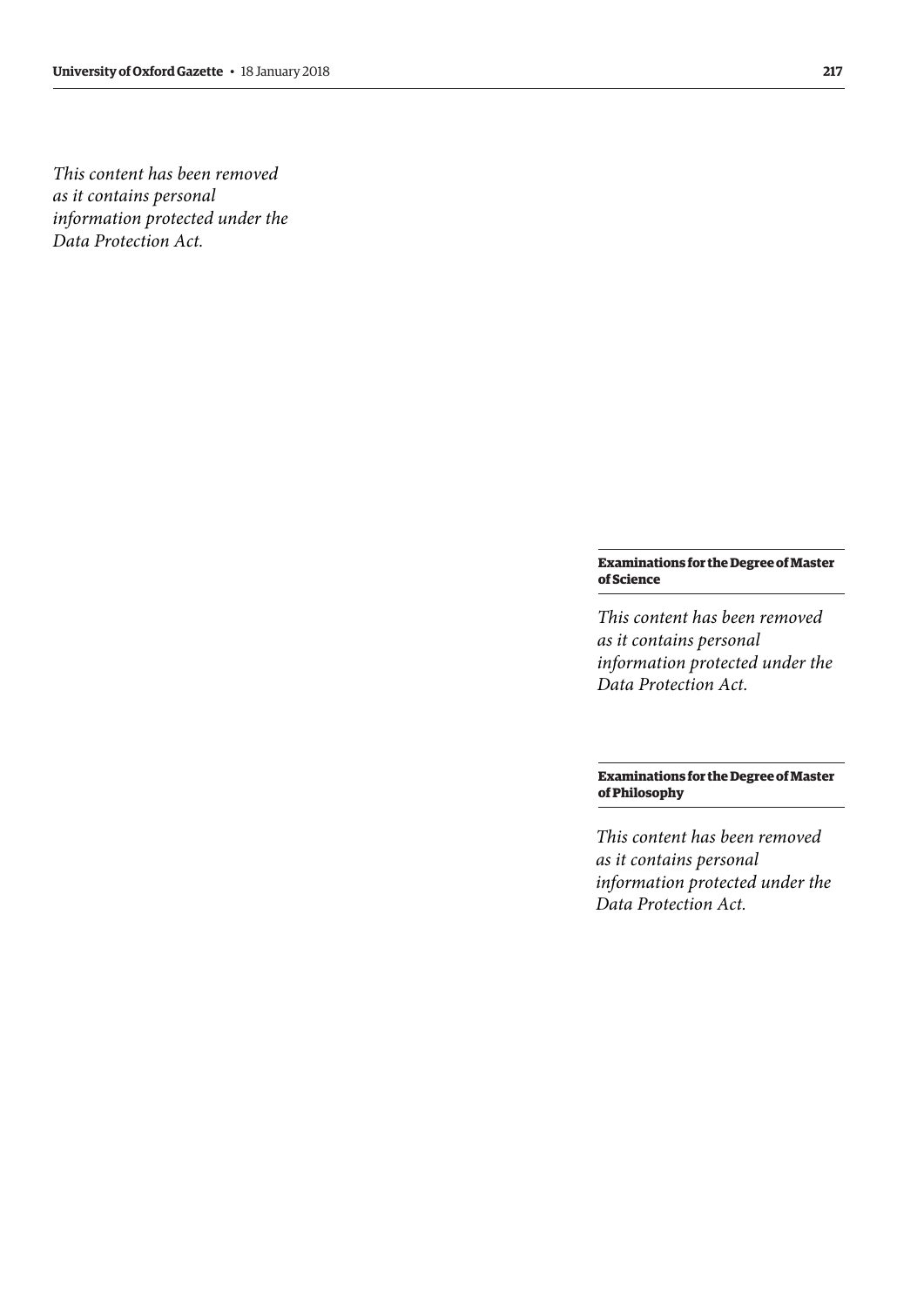*This content has been removed as it contains personal information protected under the Data Protection Act.*

**Examinations for the Degree of Master of Science**

*This content has been removed as it contains personal information protected under the Data Protection Act.*

**Examinations for the Degree of Master of Philosophy**

*This content has been removed as it contains personal information protected under the Data Protection Act.*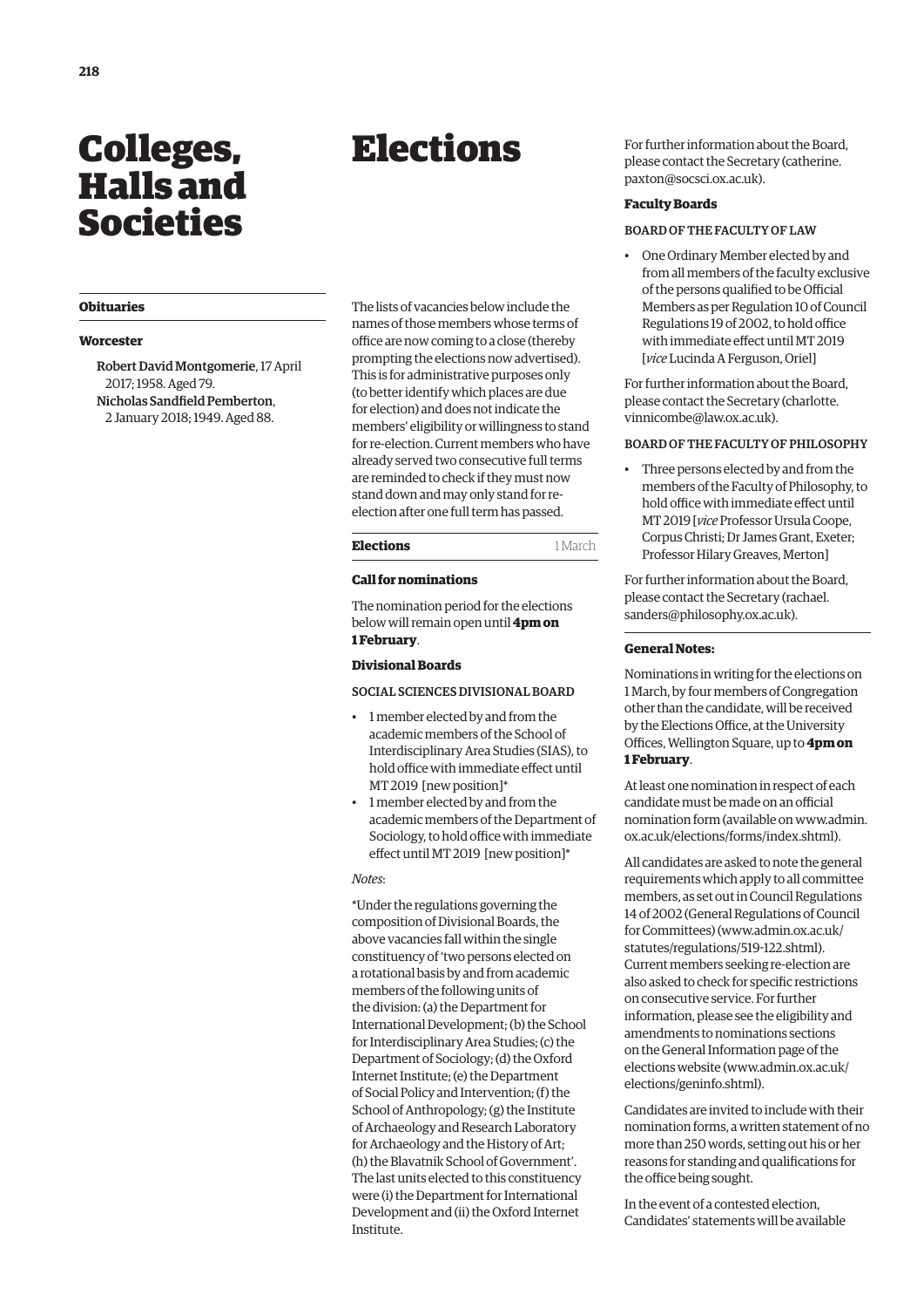# Colleges, Halls and Societies

### Obituaries

#### Worcester

Robert David Montgomerie, 17 April 2017; 1958. Aged 79.

Nicholas Sandfield Pemberton, 2 January 2018; 1949. Aged 88.

# Elections

The lists of vacancies below include the names of those members whose terms of office are now coming to a close (thereby prompting the elections now advertised). This is for administrative purposes only (to better identify which places are due for election) and does not indicate the members' eligibility or willingness to stand for re-election. Current members who have already served two consecutive full terms are reminded to check if they must now stand down and may only stand for re-election after one full term has passed.

### Elections — 1 March

#### Call for nominations

The nomination period for the elections below will remain open until **4pm on 1 February**.

#### Divisional Boards

SOCIAL SCIENCES DIVISIONAL BOARD

- 1 member elected by and from the academic members of the School of Interdisciplinary Area Studies (SIAS), to hold office with immediate effect until MT 2019 [new position]*
- 1 member elected by and from the academic members of the Department of Sociology, to hold office with immediate effect until MT 2019 [new position]*

*Notes*:

*Under the regulations governing the composition of Divisional Boards, the above vacancies fall within the single constituency of 'two persons elected on a rotational basis by and from academic members of the following units of the division: (a) the Department for International Development; (b) the School for Interdisciplinary Area Studies; (c) the Department of Sociology; (d) the Oxford Internet Institute; (e) the Department of Social Policy and Intervention; (f) the School of Anthropology; (g) the Institute of Archaeology and Research Laboratory for Archaeology and the History of Art; (h) the Blavatnik School of Government'. The last units elected to this constituency were (i) the Department for International Development and (ii) the Oxford Internet Institute.

For further information about the Board, please contact the Secretary (catherine.paxton@socsci.ox.ac.uk).

#### Faculty Boards

BOARD OF THE FACULTY OF LAW

- One Ordinary Member elected by and from all members of the faculty exclusive of the persons qualified to be Official Members as per Regulation 10 of Council Regulations 19 of 2002, to hold office with immediate effect until MT 2019 [*vice* Lucinda A Ferguson, Oriel]

For further information about the Board, please contact the Secretary (charlotte.vinnicombe@law.ox.ac.uk).

BOARD OF THE FACULTY OF PHILOSOPHY

- Three persons elected by and from the members of the Faculty of Philosophy, to hold office with immediate effect until MT 2019 [*vice* Professor Ursula Coope, Corpus Christi; Dr James Grant, Exeter; Professor Hilary Greaves, Merton]

For further information about the Board, please contact the Secretary (rachael.sanders@philosophy.ox.ac.uk).

#### General Notes:

Nominations in writing for the elections on 1 March, by four members of Congregation other than the candidate, will be received by the Elections Office, at the University Offices, Wellington Square, up to **4pm on 1 February**.

At least one nomination in respect of each candidate must be made on an official nomination form (available on www.admin.ox.ac.uk/elections/forms/index.shtml).

All candidates are asked to note the general requirements which apply to all committee members, as set out in Council Regulations 14 of 2002 (General Regulations of Council for Committees) (www.admin.ox.ac.uk/statutes/regulations/519-122.shtml). Current members seeking re-election are also asked to check for specific restrictions on consecutive service. For further information, please see the eligibility and amendments to nominations sections on the General Information page of the elections website (www.admin.ox.ac.uk/elections/geninfo.shtml).

Candidates are invited to include with their nomination forms, a written statement of no more than 250 words, setting out his or her reasons for standing and qualifications for the office being sought.

In the event of a contested election, Candidates' statements will be available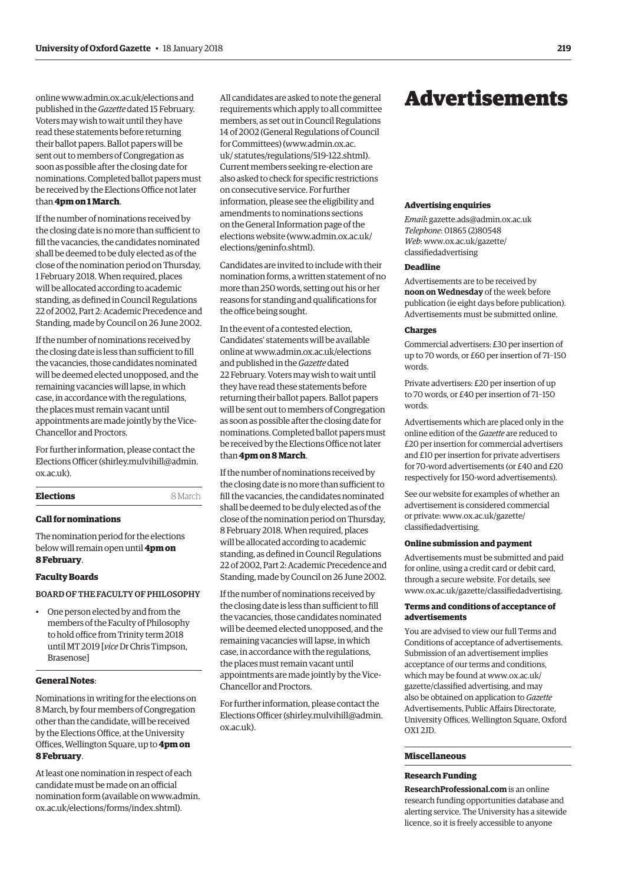online www.admin.ox.ac.uk/elections and published in the *Gazette* dated 15 February. Voters may wish to wait until they have read these statements before returning their ballot papers. Ballot papers will be sent out to members of Congregation as soon as possible after the closing date for nominations. Completed ballot papers must be received by the Elections Office not later than **4pm on 1 March**.

If the number of nominations received by the closing date is no more than sufficient to fill the vacancies, the candidates nominated shall be deemed to be duly elected as of the close of the nomination period on Thursday, 1 February 2018. When required, places will be allocated according to academic standing, as defined in Council Regulations 22 of 2002, Part 2: Academic Precedence and Standing, made by Council on 26 June 2002.

If the number of nominations received by the closing date is less than sufficient to fill the vacancies, those candidates nominated will be deemed elected unopposed, and the remaining vacancies will lapse, in which case, in accordance with the regulations, the places must remain vacant until appointments are made jointly by the Vice-Chancellor and Proctors.

For further information, please contact the Elections Officer (shirley.mulvihill@admin.ox.ac.uk).

## Elections — 8 March

### Call for nominations

The nomination period for the elections below will remain open until **4pm on 8 February**.

### Faculty Boards

BOARD OF THE FACULTY OF PHILOSOPHY

- One person elected by and from the members of the Faculty of Philosophy to hold office from Trinity term 2018 until MT 2019 [*vice* Dr Chris Timpson, Brasenose]

### General Notes:

Nominations in writing for the elections on 8 March, by four members of Congregation other than the candidate, will be received by the Elections Office, at the University Offices, Wellington Square, up to **4pm on 8 February**.

At least one nomination in respect of each candidate must be made on an official nomination form (available on www.admin.ox.ac.uk/elections/forms/index.shtml).

All candidates are asked to note the general requirements which apply to all committee members, as set out in Council Regulations 14 of 2002 (General Regulations of Council for Committees) (www.admin.ox.ac.uk/statutes/regulations/519-122.shtml). Current members seeking re-election are also asked to check for specific restrictions on consecutive service. For further information, please see the eligibility and amendments to nominations sections on the General Information page of the elections website (www.admin.ox.ac.uk/elections/geninfo.shtml).

Candidates are invited to include with their nomination forms, a written statement of no more than 250 words, setting out his or her reasons for standing and qualifications for the office being sought.

In the event of a contested election, Candidates' statements will be available online at www.admin.ox.ac.uk/elections and published in the *Gazette* dated 22 February. Voters may wish to wait until they have read these statements before returning their ballot papers. Ballot papers will be sent out to members of Congregation as soon as possible after the closing date for nominations. Completed ballot papers must be received by the Elections Office not later than **4pm on 8 March**.

If the number of nominations received by the closing date is no more than sufficient to fill the vacancies, the candidates nominated shall be deemed to be duly elected as of the close of the nomination period on Thursday, 8 February 2018. When required, places will be allocated according to academic standing, as defined in Council Regulations 22 of 2002, Part 2: Academic Precedence and Standing, made by Council on 26 June 2002.

If the number of nominations received by the closing date is less than sufficient to fill the vacancies, those candidates nominated will be deemed elected unopposed, and the remaining vacancies will lapse, in which case, in accordance with the regulations, the places must remain vacant until appointments are made jointly by the Vice-Chancellor and Proctors.

For further information, please contact the Elections Officer (shirley.mulvihill@admin.ox.ac.uk).

# Advertisements

### Advertising enquiries

*Email*: gazette.ads@admin.ox.ac.uk
*Telephone*: 01865 (2)80548
*Web*: www.ox.ac.uk/gazette/classifiedadvertising

### Deadline

Advertisements are to be received by **noon on Wednesday** of the week before publication (ie eight days before publication). Advertisements must be submitted online.

### Charges

Commercial advertisers: £30 per insertion of up to 70 words, or £60 per insertion of 71–150 words.

Private advertisers: £20 per insertion of up to 70 words, or £40 per insertion of 71–150 words.

Advertisements which are placed only in the online edition of the *Gazette* are reduced to £20 per insertion for commercial advertisers and £10 per insertion for private advertisers for 70-word advertisements (or £40 and £20 respectively for 150-word advertisements).

See our website for examples of whether an advertisement is considered commercial or private: www.ox.ac.uk/gazette/classifiedadvertising.

### Online submission and payment

Advertisements must be submitted and paid for online, using a credit card or debit card, through a secure website. For details, see www.ox.ac.uk/gazette/classifiedadvertising.

### Terms and conditions of acceptance of advertisements

You are advised to view our full Terms and Conditions of acceptance of advertisements. Submission of an advertisement implies acceptance of our terms and conditions, which may be found at www.ox.ac.uk/gazette/classified advertising, and may also be obtained on application to *Gazette* Advertisements, Public Affairs Directorate, University Offices, Wellington Square, Oxford OX1 2JD.

## Miscellaneous

### Research Funding

**ResearchProfessional.com** is an online research funding opportunities database and alerting service. The University has a sitewide licence, so it is freely accessible to anyone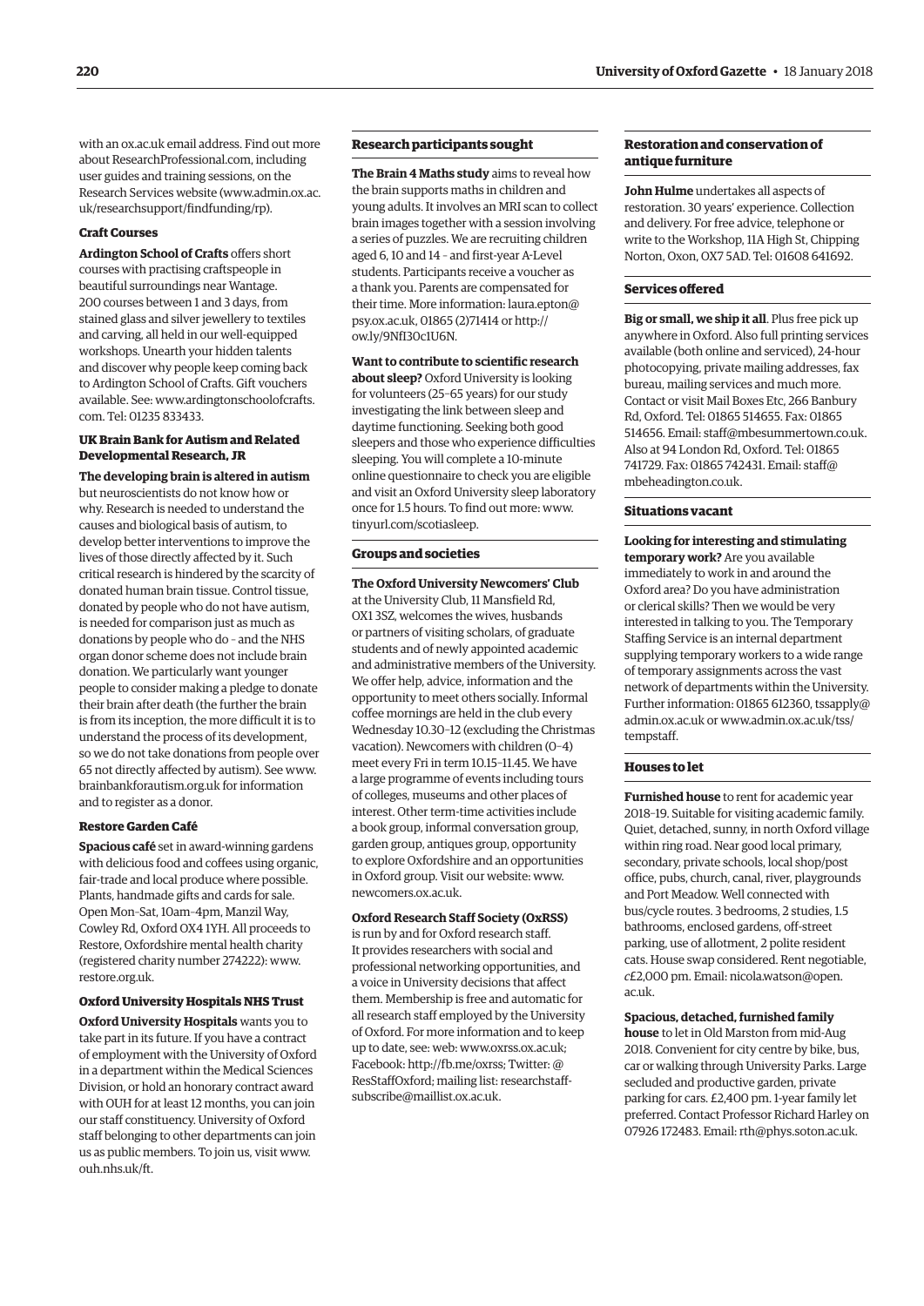with an ox.ac.uk email address. Find out more about ResearchProfessional.com, including user guides and training sessions, on the Research Services website (www.admin.ox.ac.uk/researchsupport/findfunding/rp).

### Craft Courses

**Ardington School of Crafts** offers short courses with practising craftspeople in beautiful surroundings near Wantage. 200 courses between 1 and 3 days, from stained glass and silver jewellery to textiles and carving, all held in our well-equipped workshops. Unearth your hidden talents and discover why people keep coming back to Ardington School of Crafts. Gift vouchers available. See: www.ardingtonschoolofcrafts.com. Tel: 01235 833433.

### UK Brain Bank for Autism and Related Developmental Research, JR

**The developing brain is altered in autism** but neuroscientists do not know how or why. Research is needed to understand the causes and biological basis of autism, to develop better interventions to improve the lives of those directly affected by it. Such critical research is hindered by the scarcity of donated human brain tissue. Control tissue, donated by people who do not have autism, is needed for comparison just as much as donations by people who do – and the NHS organ donor scheme does not include brain donation. We particularly want younger people to consider making a pledge to donate their brain after death (the further the brain is from its inception, the more difficult it is to understand the process of its development, so we do not take donations from people over 65 not directly affected by autism). See www.brainbankforautism.org.uk for information and to register as a donor.

### Restore Garden Café

**Spacious café** set in award-winning gardens with delicious food and coffees using organic, fair-trade and local produce where possible. Plants, handmade gifts and cards for sale. Open Mon–Sat, 10am–4pm, Manzil Way, Cowley Rd, Oxford OX4 1YH. All proceeds to Restore, Oxfordshire mental health charity (registered charity number 274222): www.restore.org.uk.

### Oxford University Hospitals NHS Trust

**Oxford University Hospitals** wants you to take part in its future. If you have a contract of employment with the University of Oxford in a department within the Medical Sciences Division, or hold an honorary contract award with OUH for at least 12 months, you can join our staff constituency. University of Oxford staff belonging to other departments can join us as public members. To join us, visit www.ouh.nhs.uk/ft.

### Research participants sought

**The Brain 4 Maths study** aims to reveal how the brain supports maths in children and young adults. It involves an MRI scan to collect brain images together with a session involving a series of puzzles. We are recruiting children aged 6, 10 and 14 – and first-year A-Level students. Participants receive a voucher as a thank you. Parents are compensated for their time. More information: laura.epton@psy.ox.ac.uk, 01865 (2)71414 or http://ow.ly/9NfI30c1U6N.

**Want to contribute to scientific research about sleep?** Oxford University is looking for volunteers (25–65 years) for our study investigating the link between sleep and daytime functioning. Seeking both good sleepers and those who experience difficulties sleeping. You will complete a 10-minute online questionnaire to check you are eligible and visit an Oxford University sleep laboratory once for 1.5 hours. To find out more: www.tinyurl.com/scotiasleep.

### Groups and societies

**The Oxford University Newcomers' Club** at the University Club, 11 Mansfield Rd, OX1 3SZ, welcomes the wives, husbands or partners of visiting scholars, of graduate students and of newly appointed academic and administrative members of the University. We offer help, advice, information and the opportunity to meet others socially. Informal coffee mornings are held in the club every Wednesday 10.30–12 (excluding the Christmas vacation). Newcomers with children (0–4) meet every Fri in term 10.15–11.45. We have a large programme of events including tours of colleges, museums and other places of interest. Other term-time activities include a book group, informal conversation group, garden group, antiques group, opportunity to explore Oxfordshire and an opportunities in Oxford group. Visit our website: www.newcomers.ox.ac.uk.

**Oxford Research Staff Society (OxRSS)** is run by and for Oxford research staff. It provides researchers with social and professional networking opportunities, and a voice in University decisions that affect them. Membership is free and automatic for all research staff employed by the University of Oxford. For more information and to keep up to date, see: web: www.oxrss.ox.ac.uk; Facebook: http://fb.me/oxrss; Twitter: @ResStaffOxford; mailing list: researchstaff-subscribe@maillist.ox.ac.uk.

### Restoration and conservation of antique furniture

**John Hulme** undertakes all aspects of restoration. 30 years' experience. Collection and delivery. For free advice, telephone or write to the Workshop, 11A High St, Chipping Norton, Oxon, OX7 5AD. Tel: 01608 641692.

### Services offered

**Big or small, we ship it all**. Plus free pick up anywhere in Oxford. Also full printing services available (both online and serviced), 24-hour photocopying, private mailing addresses, fax bureau, mailing services and much more. Contact or visit Mail Boxes Etc, 266 Banbury Rd, Oxford. Tel: 01865 514655. Fax: 01865 514656. Email: staff@mbesummertown.co.uk. Also at 94 London Rd, Oxford. Tel: 01865 741729. Fax: 01865 742431. Email: staff@mbeheadington.co.uk.

### Situations vacant

**Looking for interesting and stimulating temporary work?** Are you available immediately to work in and around the Oxford area? Do you have administration or clerical skills? Then we would be very interested in talking to you. The Temporary Staffing Service is an internal department supplying temporary workers to a wide range of temporary assignments across the vast network of departments within the University. Further information: 01865 612360, tssapply@admin.ox.ac.uk or www.admin.ox.ac.uk/tss/tempstaff.

### Houses to let

**Furnished house** to rent for academic year 2018–19. Suitable for visiting academic family. Quiet, detached, sunny, in north Oxford village within ring road. Near good local primary, secondary, private schools, local shop/post office, pubs, church, canal, river, playgrounds and Port Meadow. Well connected with bus/cycle routes. 3 bedrooms, 2 studies, 1.5 bathrooms, enclosed gardens, off-street parking, use of allotment, 2 polite resident cats. House swap considered. Rent negotiable, *c*£2,000 pm. Email: nicola.watson@open.ac.uk.

**Spacious, detached, furnished family house** to let in Old Marston from mid-Aug 2018. Convenient for city centre by bike, bus, car or walking through University Parks. Large secluded and productive garden, private parking for cars. £2,400 pm. 1-year family let preferred. Contact Professor Richard Harley on 07926 172483. Email: rth@phys.soton.ac.uk.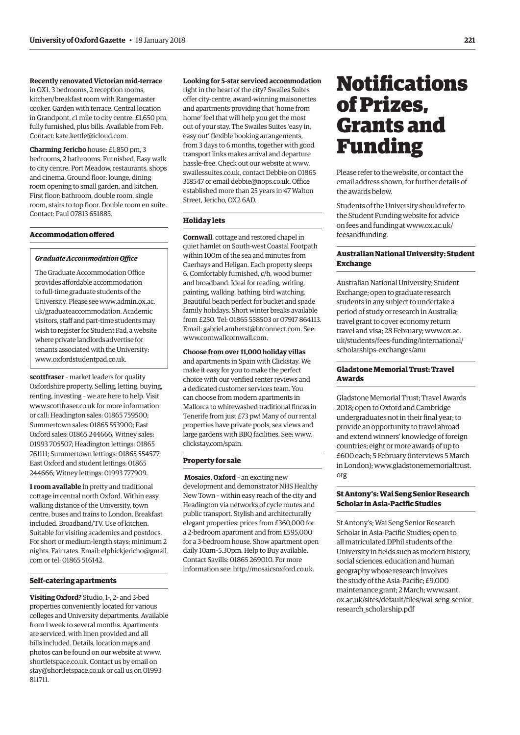**Recently renovated Victorian mid-terrace** in OX1. 3 bedrooms, 2 reception rooms, kitchen/breakfast room with Rangemaster cooker. Garden with terrace. Central location in Grandpont, *c*1 mile to city centre. £1,650 pm, fully furnished, plus bills. Available from Feb. Contact: kate.kettle@icloud.com.

**Charming Jericho** house: £1,850 pm, 3 bedrooms, 2 bathrooms. Furnished. Easy walk to city centre, Port Meadow, restaurants, shops and cinema. Ground floor: lounge, dining room opening to small garden, and kitchen. First floor: bathroom, double room, single room, stairs to top floor. Double room en suite. Contact: Paul 07813 651885.

### Accommodation offered

*Graduate Accommodation Office*

The Graduate Accommodation Office provides affordable accommodation to full-time graduate students of the University. Please see www.admin.ox.ac.uk/graduateaccommodation. Academic visitors, staff and part-time students may wish to register for Student Pad, a website where private landlords advertise for tenants associated with the University: www.oxfordstudentpad.co.uk.

**scottfraser** – market leaders for quality Oxfordshire property. Selling, letting, buying, renting, investing – we are here to help. Visit www.scottfraser.co.uk for more information or call: Headington sales: 01865 759500; Summertown sales: 01865 553900; East Oxford sales: 01865 244666; Witney sales: 01993 705507; Headington lettings: 01865 761111; Summertown lettings: 01865 554577; East Oxford and student lettings: 01865 244666; Witney lettings: 01993 777909.

**1 room available** in pretty and traditional cottage in central north Oxford. Within easy walking distance of the University, town centre, buses and trains to London. Breakfast included. Broadband/TV. Use of kitchen. Suitable for visiting academics and postdocs. For short or medium-length stays; minimum 2 nights. Fair rates. Email: elphickjericho@gmail.com or tel: 01865 516142.

### Self-catering apartments

**Visiting Oxford?** Studio, 1-, 2- and 3-bed properties conveniently located for various colleges and University departments. Available from 1 week to several months. Apartments are serviced, with linen provided and all bills included. Details, location maps and photos can be found on our website at www.shortletspace.co.uk. Contact us by email on stay@shortletspace.co.uk or call us on 01993 811711.

**Looking for 5-star serviced accommodation** right in the heart of the city? Swailes Suites offer city-centre, award-winning maisonettes and apartments providing that 'home from home' feel that will help you get the most out of your stay. The Swailes Suites 'easy in, easy out' flexible booking arrangements, from 3 days to 6 months, together with good transport links makes arrival and departure hassle-free. Check out our website at www.swailessuites.co.uk, contact Debbie on 01865 318547 or email debbie@nops.co.uk. Office established more than 25 years in 47 Walton Street, Jericho, OX2 6AD.

### Holiday lets

**Cornwall**, cottage and restored chapel in quiet hamlet on South-west Coastal Footpath within 100m of the sea and minutes from Caerhays and Heligan. Each property sleeps 6. Comfortably furnished, c/h, wood burner and broadband. Ideal for reading, writing, painting, walking, bathing, bird watching. Beautiful beach perfect for bucket and spade family holidays. Short winter breaks available from £250. Tel: 01865 558503 or 07917 864113. Email: gabriel.amherst@btconnect.com. See: www.cornwallcornwall.com.

**Choose from over 11,000 holiday villas** and apartments in Spain with Clickstay. We make it easy for you to make the perfect choice with our verified renter reviews and a dedicated customer services team. You can choose from modern apartments in Mallorca to whitewashed traditional fincas in Tenerife from just £73 pw! Many of our rental properties have private pools, sea views and large gardens with BBQ facilities. See: www.clickstay.com/spain.

### Property for sale

**Mosaics, Oxford** – an exciting new development and demonstrator NHS Healthy New Town – within easy reach of the city and Headington via networks of cycle routes and public transport. Stylish and architecturally elegant properties: prices from £360,000 for a 2-bedroom apartment and from £595,000 for a 3-bedroom house. Show apartment open daily 10am–5.30pm. Help to Buy available. Contact Savills: 01865 269010. For more information see: http://mosaicsoxford.co.uk.

# Notifications of Prizes, Grants and Funding

Please refer to the website, or contact the email address shown, for further details of the awards below.

Students of the University should refer to the Student Funding website for advice on fees and funding at www.ox.ac.uk/feesandfunding.

### Australian National University: Student Exchange

Australian National University; Student Exchange; open to graduate research students in any subject to undertake a period of study or research in Australia; travel grant to cover economy return travel and visa; 28 February; www.ox.ac.uk/students/fees-funding/international/scholarships-exchanges/anu

### Gladstone Memorial Trust: Travel Awards

Gladstone Memorial Trust; Travel Awards 2018; open to Oxford and Cambridge undergraduates not in their final year; to provide an opportunity to travel abroad and extend winners' knowledge of foreign countries; eight or more awards of up to £600 each; 5 February (interviews 5 March in London); www.gladstonememorialtrust.org

### St Antony's: Wai Seng Senior Research Scholar in Asia-Pacific Studies

St Antony's; Wai Seng Senior Research Scholar in Asia-Pacific Studies; open to all matriculated DPhil students of the University in fields such as modern history, social sciences, education and human geography whose research involves the study of the Asia-Pacific; £9,000 maintenance grant; 2 March; www.sant.ox.ac.uk/sites/default/files/wai_seng_senior_research_scholarship.pdf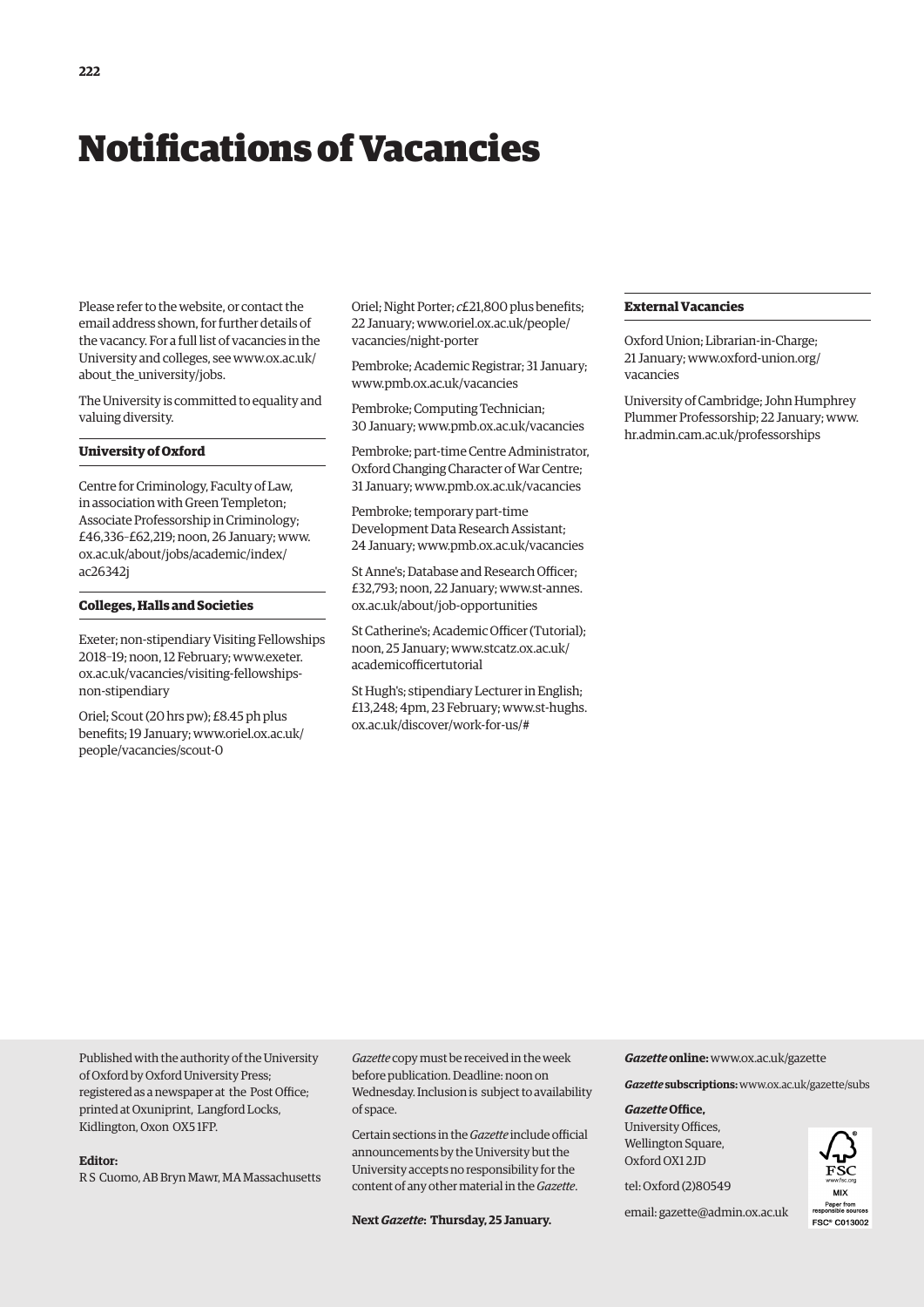# Notifications of Vacancies

Please refer to the website, or contact the email address shown, for further details of the vacancy. For a full list of vacancies in the University and colleges, see www.ox.ac.uk/about_the_university/jobs.

The University is committed to equality and valuing diversity.

### University of Oxford

Centre for Criminology, Faculty of Law, in association with Green Templeton; Associate Professorship in Criminology; £46,336–£62,219; noon, 26 January; www.ox.ac.uk/about/jobs/academic/index/ac26342j

### Colleges, Halls and Societies

Exeter; non-stipendiary Visiting Fellowships 2018–19; noon, 12 February; www.exeter.ox.ac.uk/vacancies/visiting-fellowships-non-stipendiary

Oriel; Scout (20 hrs pw); £8.45 ph plus benefits; 19 January; www.oriel.ox.ac.uk/people/vacancies/scout-0

Oriel; Night Porter; *c*£21,800 plus benefits; 22 January; www.oriel.ox.ac.uk/people/vacancies/night-porter

Pembroke; Academic Registrar; 31 January; www.pmb.ox.ac.uk/vacancies

Pembroke; Computing Technician; 30 January; www.pmb.ox.ac.uk/vacancies

Pembroke; part-time Centre Administrator, Oxford Changing Character of War Centre; 31 January; www.pmb.ox.ac.uk/vacancies

Pembroke; temporary part-time Development Data Research Assistant; 24 January; www.pmb.ox.ac.uk/vacancies

St Anne's; Database and Research Officer; £32,793; noon, 22 January; www.st-annes.ox.ac.uk/about/job-opportunities

St Catherine's; Academic Officer (Tutorial); noon, 25 January; www.stcatz.ox.ac.uk/academicofficertutorial

St Hugh's; stipendiary Lecturer in English; £13,248; 4pm, 23 February; www.st-hughs.ox.ac.uk/discover/work-for-us/#

### External Vacancies

Oxford Union; Librarian-in-Charge; 21 January; www.oxford-union.org/vacancies

University of Cambridge; John Humphrey Plummer Professorship; 22 January; www.hr.admin.cam.ac.uk/professorships

---

Published with the authority of the University of Oxford by Oxford University Press; registered as a newspaper at the Post Office; printed at Oxuniprint, Langford Locks, Kidlington, Oxon OX5 1FP.

**Editor:**
R S Cuomo, AB Bryn Mawr, MA Massachusetts

*Gazette* copy must be received in the week before publication. Deadline: noon on Wednesday. Inclusion is subject to availability of space.

Certain sections in the *Gazette* include official announcements by the University but the University accepts no responsibility for the content of any other material in the *Gazette*.

**Next *Gazette*: Thursday, 25 January.**

***Gazette* online:** www.ox.ac.uk/gazette

***Gazette* subscriptions:** www.ox.ac.uk/gazette/subs

***Gazette* Office,**
University Offices,
Wellington Square,
Oxford OX1 2JD

tel: Oxford (2)80549

email: gazette@admin.ox.ac.uk

FSC www.fsc.org MIX Paper from responsible sources FSC® C013002